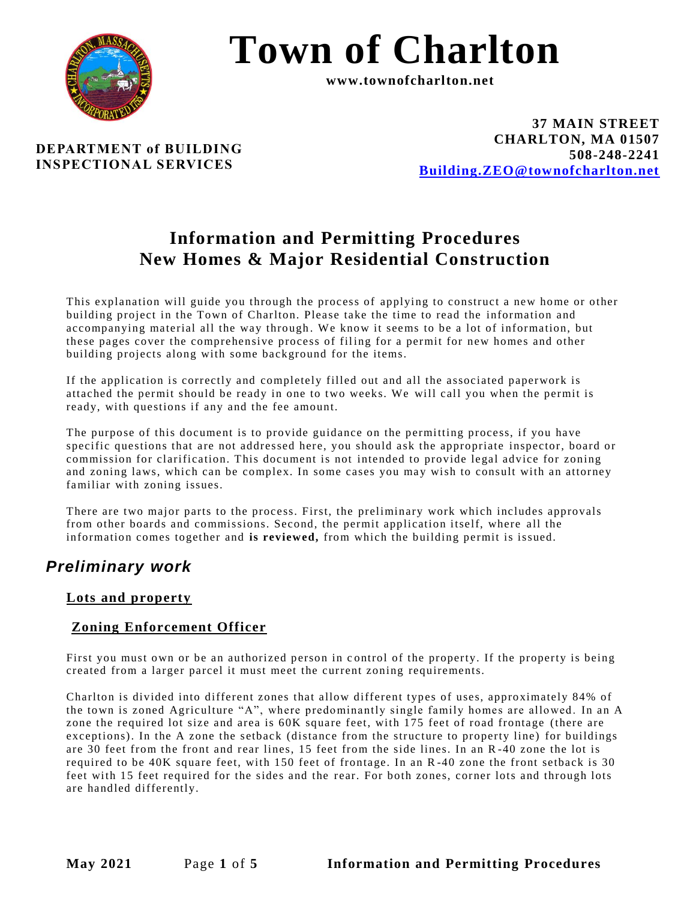# Town of Charlton

**www.townofcharlton.net**

**DEPARTMENT of BUILDING INSPECTIONAL SERVICES**

**37 MAIN STREET**
**CHARLTON, MA 01507**
**508-248-2241**
**Building.ZEO@townofcharlton.net**

## Information and Permitting Procedures
## New Homes & Major Residential Construction

This explanation will guide you through the process of applying to construct a new home or other building project in the Town of Charlton. Please take the time to read the information and accompanying material all the way through. We know it seems to be a lot of information, but these pages cover the comprehensive process of filing for a permit for new homes and other building projects along with some background for the items.

If the application is correctly and completely filled out and all the associated paperwork is attached the permit should be ready in one to two weeks. We will call you when the permit is ready, with questions if any and the fee amount.

The purpose of this document is to provide guidance on the permitting process, if you have specific questions that are not addressed here, you should ask the appropriate inspector, board or commission for clarification. This document is not intended to provide legal advice for zoning and zoning laws, which can be complex. In some cases you may wish to consult with an attorney familiar with zoning issues.

There are two major parts to the process. First, the preliminary work which includes approvals from other boards and commissions. Second, the permit application itself, where all the information comes together and **is reviewed,** from which the building permit is issued.

## *Preliminary work*

### Lots and property

### Zoning Enforcement Officer

First you must own or be an authorized person in control of the property. If the property is being created from a larger parcel it must meet the current zoning requirements.

Charlton is divided into different zones that allow different types of uses, approximately 84% of the town is zoned Agriculture "A", where predominantly single family homes are allowed. In an A zone the required lot size and area is 60K square feet, with 175 feet of road frontage (there are exceptions). In the A zone the setback (distance from the structure to property line) for buildings are 30 feet from the front and rear lines, 15 feet from the side lines. In an R-40 zone the lot is required to be 40K square feet, with 150 feet of frontage. In an R-40 zone the front setback is 30 feet with 15 feet required for the sides and the rear. For both zones, corner lots and through lots are handled differently.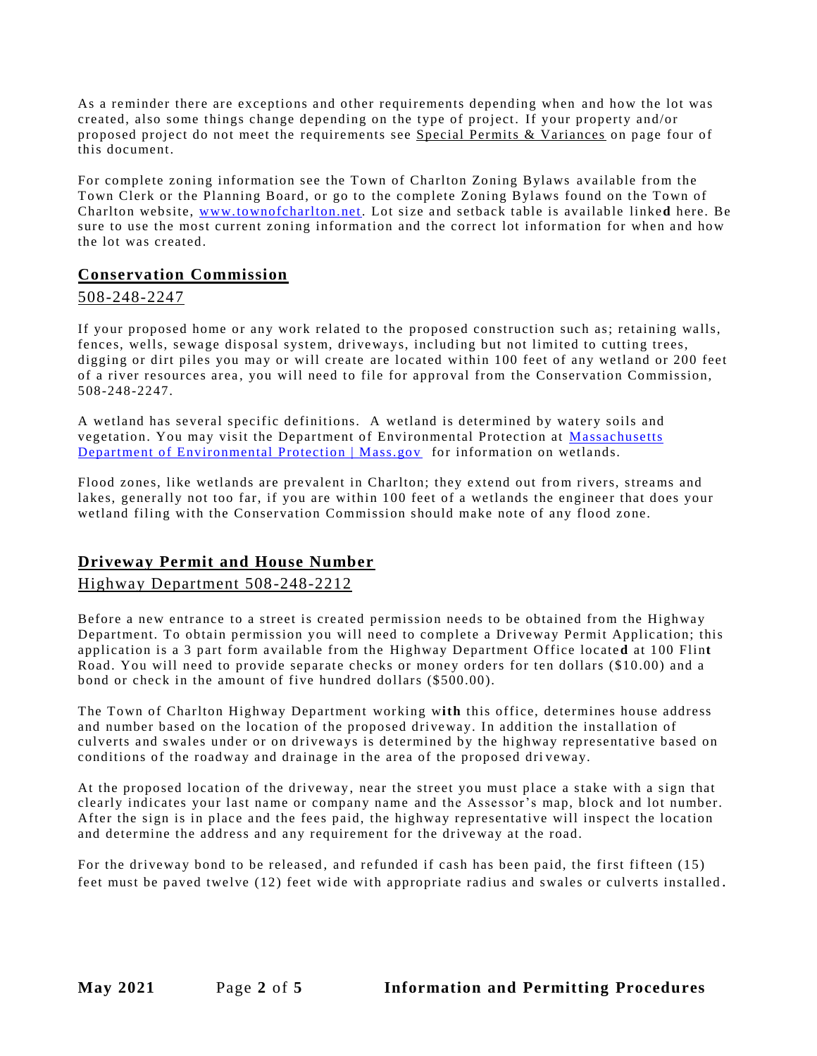As a reminder there are exceptions and other requirements depending when and how the lot was created, also some things change depending on the type of project. If your property and/or proposed project do not meet the requirements see Special Permits & Variances on page four of this document.

For complete zoning information see the Town of Charlton Zoning Bylaws available from the Town Clerk or the Planning Board, or go to the complete Zoning Bylaws found on the Town of Charlton website, [www.townofcharlton.net](http://www.townofcharlton.net). Lot size and setback table is available linked here. Be sure to use the most current zoning information and the correct lot information for when and how the lot was created.

## Conservation Commission

508-248-2247

If your proposed home or any work related to the proposed construction such as; retaining walls, fences, wells, sewage disposal system, driveways, including but not limited to cutting trees, digging or dirt piles you may or will create are located within 100 feet of any wetland or 200 feet of a river resources area, you will need to file for approval from the Conservation Commission, 508-248-2247.

A wetland has several specific definitions. A wetland is determined by watery soils and vegetation. You may visit the Department of Environmental Protection at Massachusetts Department of Environmental Protection | Mass.gov for information on wetlands.

Flood zones, like wetlands are prevalent in Charlton; they extend out from rivers, streams and lakes, generally not too far, if you are within 100 feet of a wetlands the engineer that does your wetland filing with the Conservation Commission should make note of any flood zone.

## Driveway Permit and House Number

Highway Department 508-248-2212

Before a new entrance to a street is created permission needs to be obtained from the Highway Department. To obtain permission you will need to complete a Driveway Permit Application; this application is a 3 part form available from the Highway Department Office located at 100 Flint Road. You will need to provide separate checks or money orders for ten dollars ($10.00) and a bond or check in the amount of five hundred dollars ($500.00).

The Town of Charlton Highway Department working with this office, determines house address and number based on the location of the proposed driveway. In addition the installation of culverts and swales under or on driveways is determined by the highway representative based on conditions of the roadway and drainage in the area of the proposed driveway.

At the proposed location of the driveway, near the street you must place a stake with a sign that clearly indicates your last name or company name and the Assessor's map, block and lot number. After the sign is in place and the fees paid, the highway representative will inspect the location and determine the address and any requirement for the driveway at the road.

For the driveway bond to be released, and refunded if cash has been paid, the first fifteen (15) feet must be paved twelve (12) feet wide with appropriate radius and swales or culverts installed.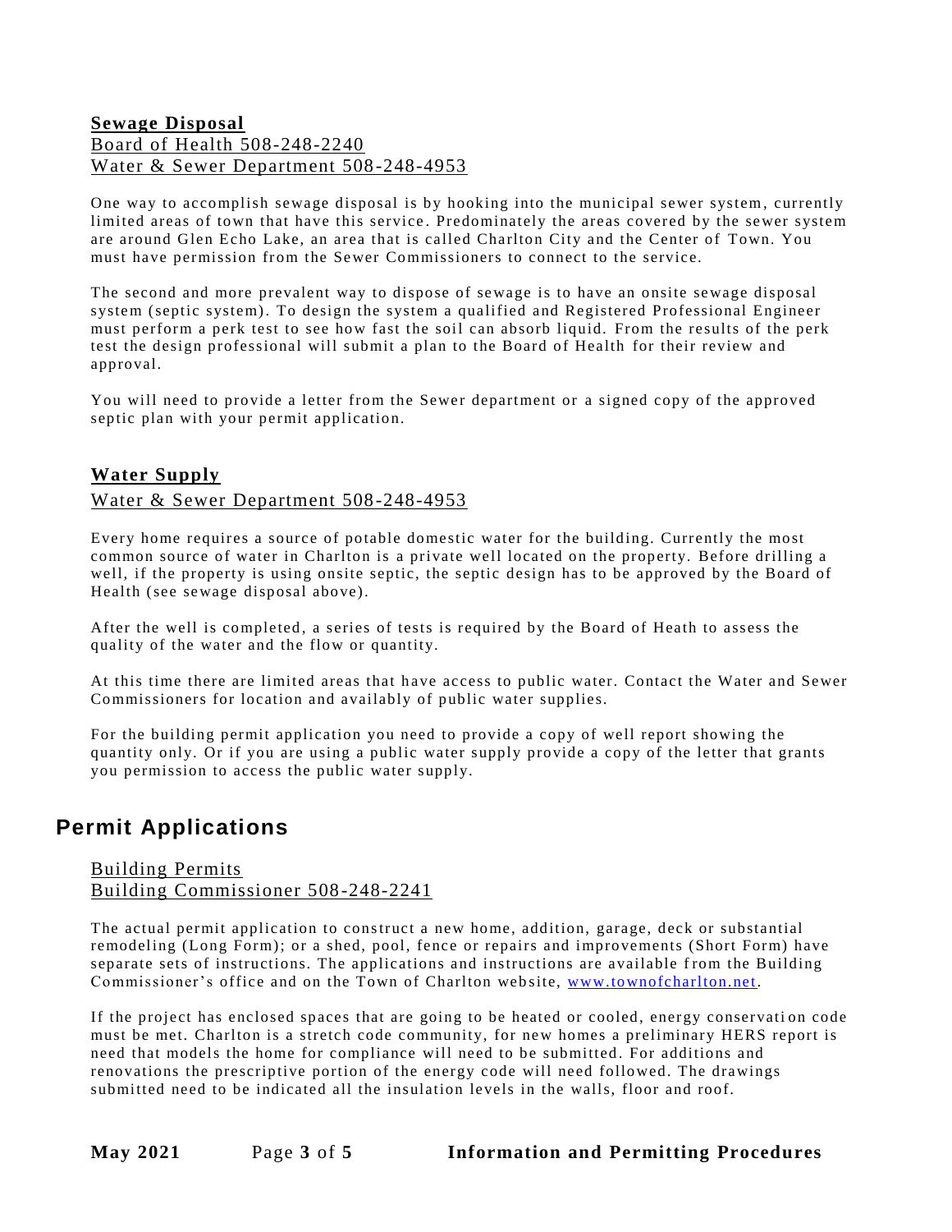**Sewage Disposal**

Board of Health 508-248-2240

Water & Sewer Department 508-248-4953

One way to accomplish sewage disposal is by hooking into the municipal sewer system, currently limited areas of town that have this service. Predominately the areas covered by the sewer system are around Glen Echo Lake, an area that is called Charlton City and the Center of Town. You must have permission from the Sewer Commissioners to connect to the service.

The second and more prevalent way to dispose of sewage is to have an onsite sewage disposal system (septic system). To design the system a qualified and Registered Professional Engineer must perform a perk test to see how fast the soil can absorb liquid. From the results of the perk test the design professional will submit a plan to the Board of Health for their review and approval.

You will need to provide a letter from the Sewer department or a signed copy of the approved septic plan with your permit application.

**Water Supply**

Water & Sewer Department 508-248-4953

Every home requires a source of potable domestic water for the building. Currently the most common source of water in Charlton is a private well located on the property. Before drilling a well, if the property is using onsite septic, the septic design has to be approved by the Board of Health (see sewage disposal above).

After the well is completed, a series of tests is required by the Board of Heath to assess the quality of the water and the flow or quantity.

At this time there are limited areas that have access to public water. Contact the Water and Sewer Commissioners for location and availably of public water supplies.

For the building permit application you need to provide a copy of well report showing the quantity only. Or if you are using a public water supply provide a copy of the letter that grants you permission to access the public water supply.

## Permit Applications

Building Permits

Building Commissioner 508-248-2241

The actual permit application to construct a new home, addition, garage, deck or substantial remodeling (Long Form); or a shed, pool, fence or repairs and improvements (Short Form) have separate sets of instructions. The applications and instructions are available from the Building Commissioner's office and on the Town of Charlton website, www.townofcharlton.net.

If the project has enclosed spaces that are going to be heated or cooled, energy conservation code must be met. Charlton is a stretch code community, for new homes a preliminary HERS report is need that models the home for compliance will need to be submitted. For additions and renovations the prescriptive portion of the energy code will need followed. The drawings submitted need to be indicated all the insulation levels in the walls, floor and roof.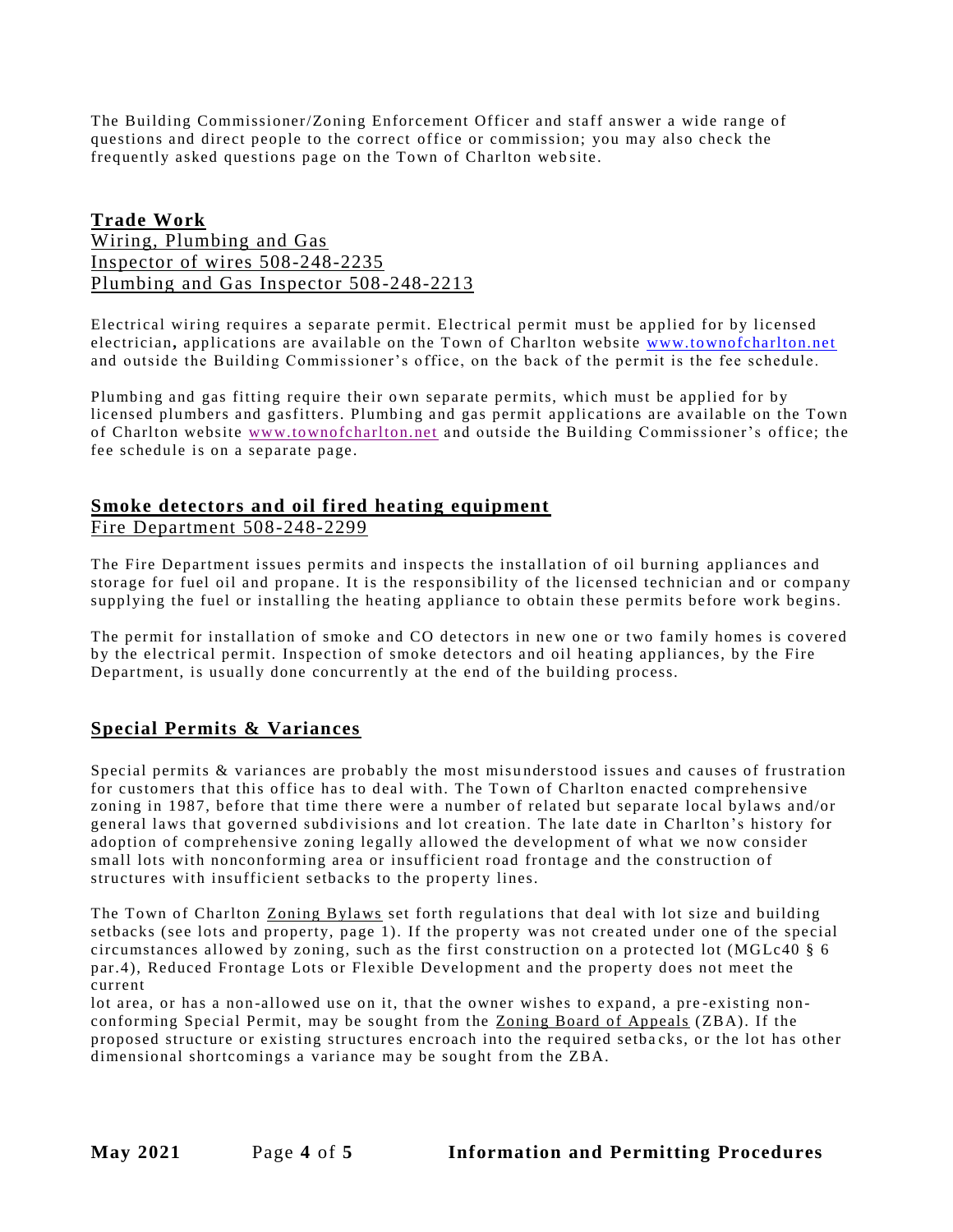The Building Commissioner/Zoning Enforcement Officer and staff answer a wide range of questions and direct people to the correct office or commission; you may also check the frequently asked questions page on the Town of Charlton website.

## Trade Work

Wiring, Plumbing and Gas
Inspector of wires 508-248-2235
Plumbing and Gas Inspector 508-248-2213

Electrical wiring requires a separate permit. Electrical permit must be applied for by licensed electrician**,** applications are available on the Town of Charlton website [www.townofcharlton.net](http://www.townofcharlton.net) and outside the Building Commissioner's office, on the back of the permit is the fee schedule.

Plumbing and gas fitting require their own separate permits, which must be applied for by licensed plumbers and gasfitters. Plumbing and gas permit applications are available on the Town of Charlton website [www.townofcharlton.net](http://www.townofcharlton.net) and outside the Building Commissioner's office; the fee schedule is on a separate page.

## Smoke detectors and oil fired heating equipment

Fire Department 508-248-2299

The Fire Department issues permits and inspects the installation of oil burning appliances and storage for fuel oil and propane. It is the responsibility of the licensed technician and or company supplying the fuel or installing the heating appliance to obtain these permits before work begins.

The permit for installation of smoke and CO detectors in new one or two family homes is covered by the electrical permit. Inspection of smoke detectors and oil heating appliances, by the Fire Department, is usually done concurrently at the end of the building process.

## Special Permits & Variances

Special permits & variances are probably the most misunderstood issues and causes of frustration for customers that this office has to deal with. The Town of Charlton enacted comprehensive zoning in 1987, before that time there were a number of related but separate local bylaws and/or general laws that governed subdivisions and lot creation. The late date in Charlton's history for adoption of comprehensive zoning legally allowed the development of what we now consider small lots with nonconforming area or insufficient road frontage and the construction of structures with insufficient setbacks to the property lines.

The Town of Charlton Zoning Bylaws set forth regulations that deal with lot size and building setbacks (see lots and property, page 1). If the property was not created under one of the special circumstances allowed by zoning, such as the first construction on a protected lot (MGLc40 § 6 par.4), Reduced Frontage Lots or Flexible Development and the property does not meet the current lot area, or has a non-allowed use on it, that the owner wishes to expand, a pre-existing non-conforming Special Permit, may be sought from the Zoning Board of Appeals (ZBA). If the proposed structure or existing structures encroach into the required setbacks, or the lot has other dimensional shortcomings a variance may be sought from the ZBA.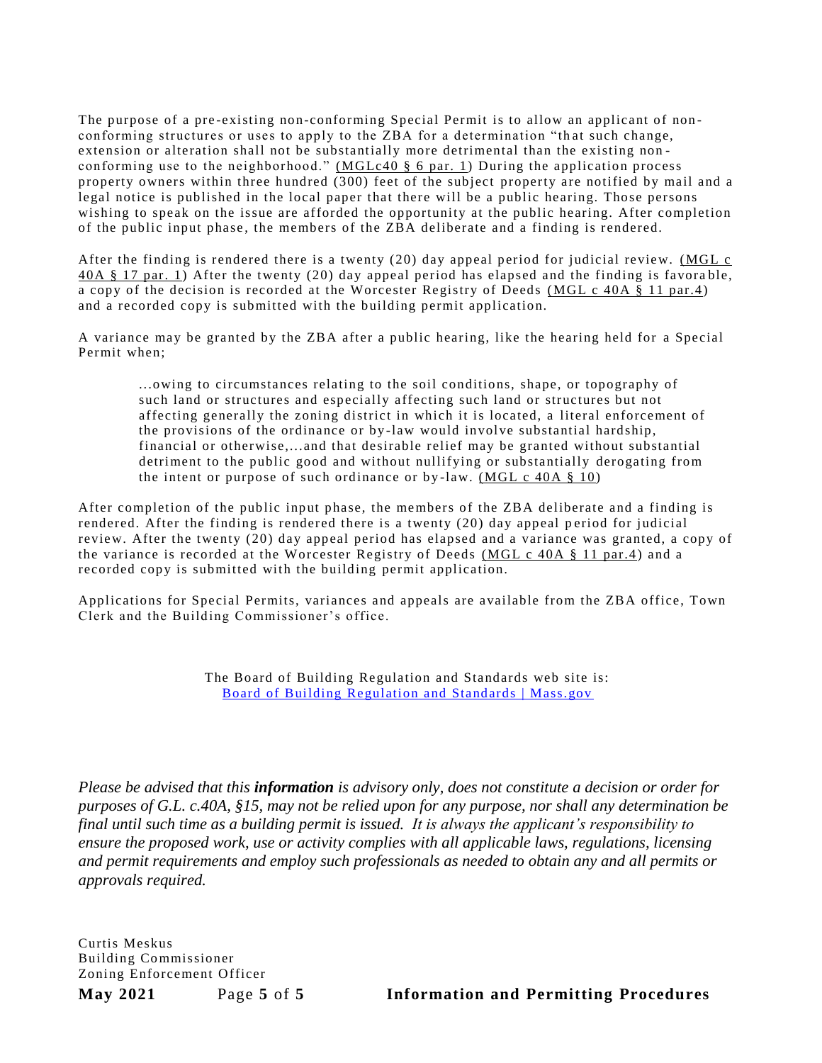The purpose of a pre-existing non-conforming Special Permit is to allow an applicant of non-conforming structures or uses to apply to the ZBA for a determination "that such change, extension or alteration shall not be substantially more detrimental than the existing non-conforming use to the neighborhood." (MGLc40 § 6 par. 1) During the application process property owners within three hundred (300) feet of the subject property are notified by mail and a legal notice is published in the local paper that there will be a public hearing. Those persons wishing to speak on the issue are afforded the opportunity at the public hearing. After completion of the public input phase, the members of the ZBA deliberate and a finding is rendered.

After the finding is rendered there is a twenty (20) day appeal period for judicial review. (MGL c 40A § 17 par. 1) After the twenty (20) day appeal period has elapsed and the finding is favorable, a copy of the decision is recorded at the Worcester Registry of Deeds (MGL c 40A § 11 par.4) and a recorded copy is submitted with the building permit application.

A variance may be granted by the ZBA after a public hearing, like the hearing held for a Special Permit when;

> ...owing to circumstances relating to the soil conditions, shape, or topography of such land or structures and especially affecting such land or structures but not affecting generally the zoning district in which it is located, a literal enforcement of the provisions of the ordinance or by-law would involve substantial hardship, financial or otherwise,...and that desirable relief may be granted without substantial detriment to the public good and without nullifying or substantially derogating from the intent or purpose of such ordinance or by-law. (MGL c 40A § 10)

After completion of the public input phase, the members of the ZBA deliberate and a finding is rendered. After the finding is rendered there is a twenty (20) day appeal period for judicial review. After the twenty (20) day appeal period has elapsed and a variance was granted, a copy of the variance is recorded at the Worcester Registry of Deeds (MGL c 40A § 11 par.4) and a recorded copy is submitted with the building permit application.

Applications for Special Permits, variances and appeals are available from the ZBA office, Town Clerk and the Building Commissioner's office.

The Board of Building Regulation and Standards web site is:
Board of Building Regulation and Standards | Mass.gov

*Please be advised that this **information** is advisory only, does not constitute a decision or order for purposes of G.L. c.40A, §15, may not be relied upon for any purpose, nor shall any determination be final until such time as a building permit is issued. It is always the applicant's responsibility to ensure the proposed work, use or activity complies with all applicable laws, regulations, licensing and permit requirements and employ such professionals as needed to obtain any and all permits or approvals required.*

Curtis Meskus
Building Commissioner
Zoning Enforcement Officer